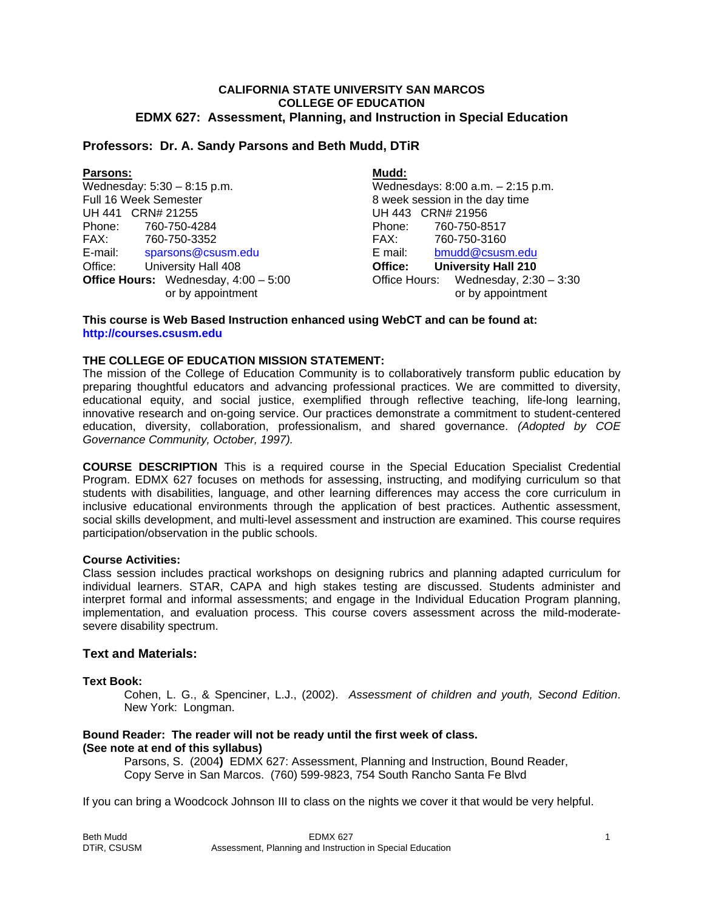**CALIFORNIA STATE UNIVERSITY SAN MARCOS**
**COLLEGE OF EDUCATION**
**EDMX 627: Assessment, Planning, and Instruction in Special Education**

## Professors: Dr. A. Sandy Parsons and Beth Mudd, DTiR

**Parsons:**
Wednesday: 5:30 – 8:15 p.m.
Full 16 Week Semester
UH 441 CRN# 21255
Phone: 760-750-4284
FAX: 760-750-3352
E-mail: sparsons@csusm.edu
Office: University Hall 408
**Office Hours:** Wednesday, 4:00 – 5:00 or by appointment

**Mudd:**
Wednesdays: 8:00 a.m. – 2:15 p.m.
8 week session in the day time
UH 443 CRN# 21956
Phone: 760-750-8517
FAX: 760-750-3160
E mail: bmudd@csusm.edu
**Office: University Hall 210**
Office Hours: Wednesday, 2:30 – 3:30 or by appointment

**This course is Web Based Instruction enhanced using WebCT and can be found at: http://courses.csusm.edu**

**THE COLLEGE OF EDUCATION MISSION STATEMENT:**
The mission of the College of Education Community is to collaboratively transform public education by preparing thoughtful educators and advancing professional practices. We are committed to diversity, educational equity, and social justice, exemplified through reflective teaching, life-long learning, innovative research and on-going service. Our practices demonstrate a commitment to student-centered education, diversity, collaboration, professionalism, and shared governance. *(Adopted by COE Governance Community, October, 1997).*

**COURSE DESCRIPTION** This is a required course in the Special Education Specialist Credential Program. EDMX 627 focuses on methods for assessing, instructing, and modifying curriculum so that students with disabilities, language, and other learning differences may access the core curriculum in inclusive educational environments through the application of best practices. Authentic assessment, social skills development, and multi-level assessment and instruction are examined. This course requires participation/observation in the public schools.

**Course Activities:**
Class session includes practical workshops on designing rubrics and planning adapted curriculum for individual learners. STAR, CAPA and high stakes testing are discussed. Students administer and interpret formal and informal assessments; and engage in the Individual Education Program planning, implementation, and evaluation process. This course covers assessment across the mild-moderate-severe disability spectrum.

## Text and Materials:

**Text Book:**

Cohen, L. G., & Spenciner, L.J., (2002). *Assessment of children and youth, Second Edition*. New York: Longman.

**Bound Reader: The reader will not be ready until the first week of class.**
**(See note at end of this syllabus)**

Parsons, S. (2004**)** EDMX 627: Assessment, Planning and Instruction, Bound Reader, Copy Serve in San Marcos. (760) 599-9823, 754 South Rancho Santa Fe Blvd

If you can bring a Woodcock Johnson III to class on the nights we cover it that would be very helpful.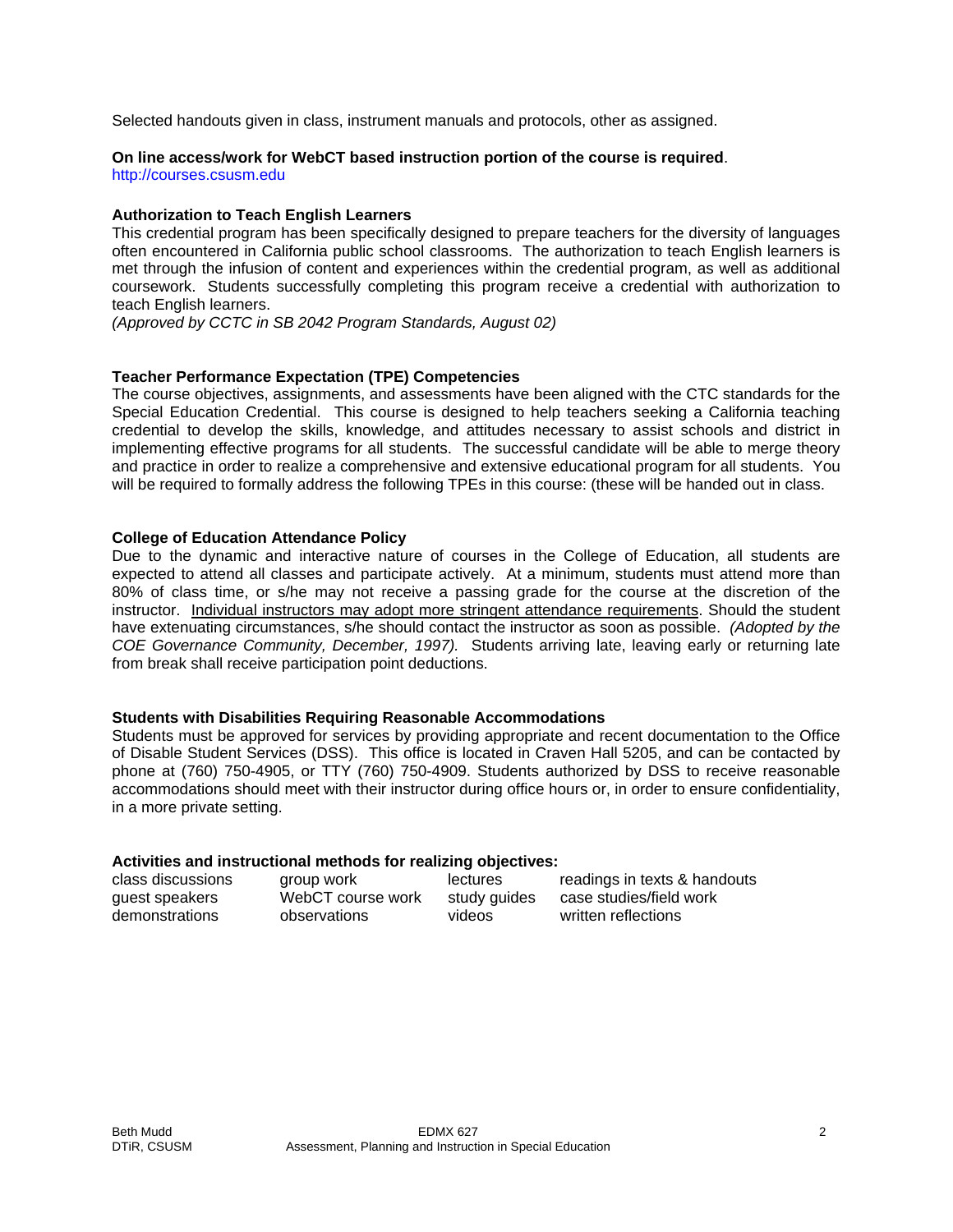Selected handouts given in class, instrument manuals and protocols, other as assigned.

**On line access/work for WebCT based instruction portion of the course is required**.
http://courses.csusm.edu

**Authorization to Teach English Learners**

This credential program has been specifically designed to prepare teachers for the diversity of languages often encountered in California public school classrooms. The authorization to teach English learners is met through the infusion of content and experiences within the credential program, as well as additional coursework. Students successfully completing this program receive a credential with authorization to teach English learners.
*(Approved by CCTC in SB 2042 Program Standards, August 02)*

**Teacher Performance Expectation (TPE) Competencies**

The course objectives, assignments, and assessments have been aligned with the CTC standards for the Special Education Credential. This course is designed to help teachers seeking a California teaching credential to develop the skills, knowledge, and attitudes necessary to assist schools and district in implementing effective programs for all students. The successful candidate will be able to merge theory and practice in order to realize a comprehensive and extensive educational program for all students. You will be required to formally address the following TPEs in this course: (these will be handed out in class.

**College of Education Attendance Policy**

Due to the dynamic and interactive nature of courses in the College of Education, all students are expected to attend all classes and participate actively. At a minimum, students must attend more than 80% of class time, or s/he may not receive a passing grade for the course at the discretion of the instructor. <u>Individual instructors may adopt more stringent attendance requirements</u>. Should the student have extenuating circumstances, s/he should contact the instructor as soon as possible. *(Adopted by the COE Governance Community, December, 1997).* Students arriving late, leaving early or returning late from break shall receive participation point deductions.

**Students with Disabilities Requiring Reasonable Accommodations**

Students must be approved for services by providing appropriate and recent documentation to the Office of Disable Student Services (DSS). This office is located in Craven Hall 5205, and can be contacted by phone at (760) 750-4905, or TTY (760) 750-4909. Students authorized by DSS to receive reasonable accommodations should meet with their instructor during office hours or, in order to ensure confidentiality, in a more private setting.

**Activities and instructional methods for realizing objectives:**

| | | | |
|---|---|---|---|
| class discussions | group work | lectures | readings in texts & handouts |
| guest speakers | WebCT course work | study guides | case studies/field work |
| demonstrations | observations | videos | written reflections |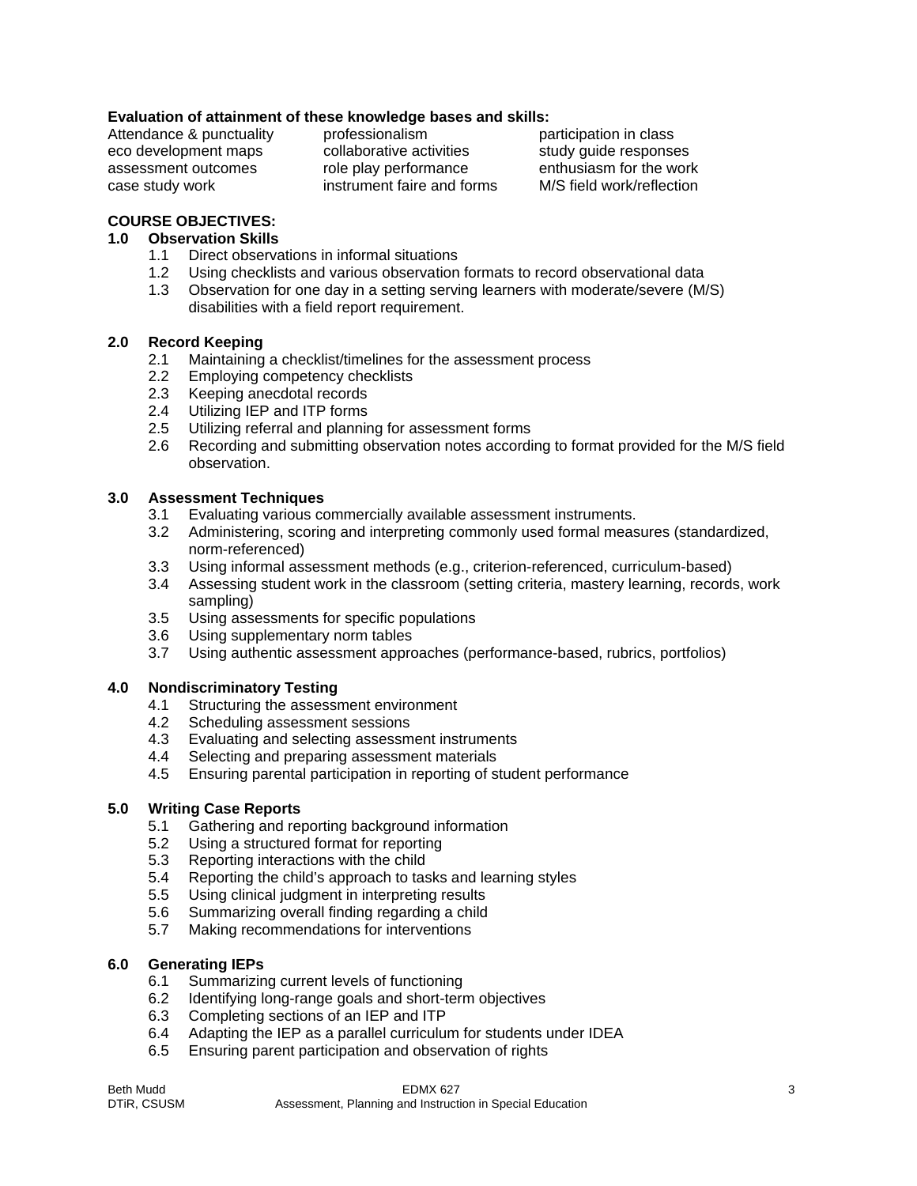**Evaluation of attainment of these knowledge bases and skills:**

| | | |
|---|---|---|
| Attendance & punctuality | professionalism | participation in class |
| eco development maps | collaborative activities | study guide responses |
| assessment outcomes | role play performance | enthusiasm for the work |
| case study work | instrument faire and forms | M/S field work/reflection |

**COURSE OBJECTIVES:**

**1.0 Observation Skills**

- 1.1 Direct observations in informal situations
- 1.2 Using checklists and various observation formats to record observational data
- 1.3 Observation for one day in a setting serving learners with moderate/severe (M/S) disabilities with a field report requirement.

**2.0 Record Keeping**

- 2.1 Maintaining a checklist/timelines for the assessment process
- 2.2 Employing competency checklists
- 2.3 Keeping anecdotal records
- 2.4 Utilizing IEP and ITP forms
- 2.5 Utilizing referral and planning for assessment forms
- 2.6 Recording and submitting observation notes according to format provided for the M/S field observation.

**3.0 Assessment Techniques**

- 3.1 Evaluating various commercially available assessment instruments.
- 3.2 Administering, scoring and interpreting commonly used formal measures (standardized, norm-referenced)
- 3.3 Using informal assessment methods (e.g., criterion-referenced, curriculum-based)
- 3.4 Assessing student work in the classroom (setting criteria, mastery learning, records, work sampling)
- 3.5 Using assessments for specific populations
- 3.6 Using supplementary norm tables
- 3.7 Using authentic assessment approaches (performance-based, rubrics, portfolios)

**4.0 Nondiscriminatory Testing**

- 4.1 Structuring the assessment environment
- 4.2 Scheduling assessment sessions
- 4.3 Evaluating and selecting assessment instruments
- 4.4 Selecting and preparing assessment materials
- 4.5 Ensuring parental participation in reporting of student performance

**5.0 Writing Case Reports**

- 5.1 Gathering and reporting background information
- 5.2 Using a structured format for reporting
- 5.3 Reporting interactions with the child
- 5.4 Reporting the child's approach to tasks and learning styles
- 5.5 Using clinical judgment in interpreting results
- 5.6 Summarizing overall finding regarding a child
- 5.7 Making recommendations for interventions

**6.0 Generating IEPs**

- 6.1 Summarizing current levels of functioning
- 6.2 Identifying long-range goals and short-term objectives
- 6.3 Completing sections of an IEP and ITP
- 6.4 Adapting the IEP as a parallel curriculum for students under IDEA
- 6.5 Ensuring parent participation and observation of rights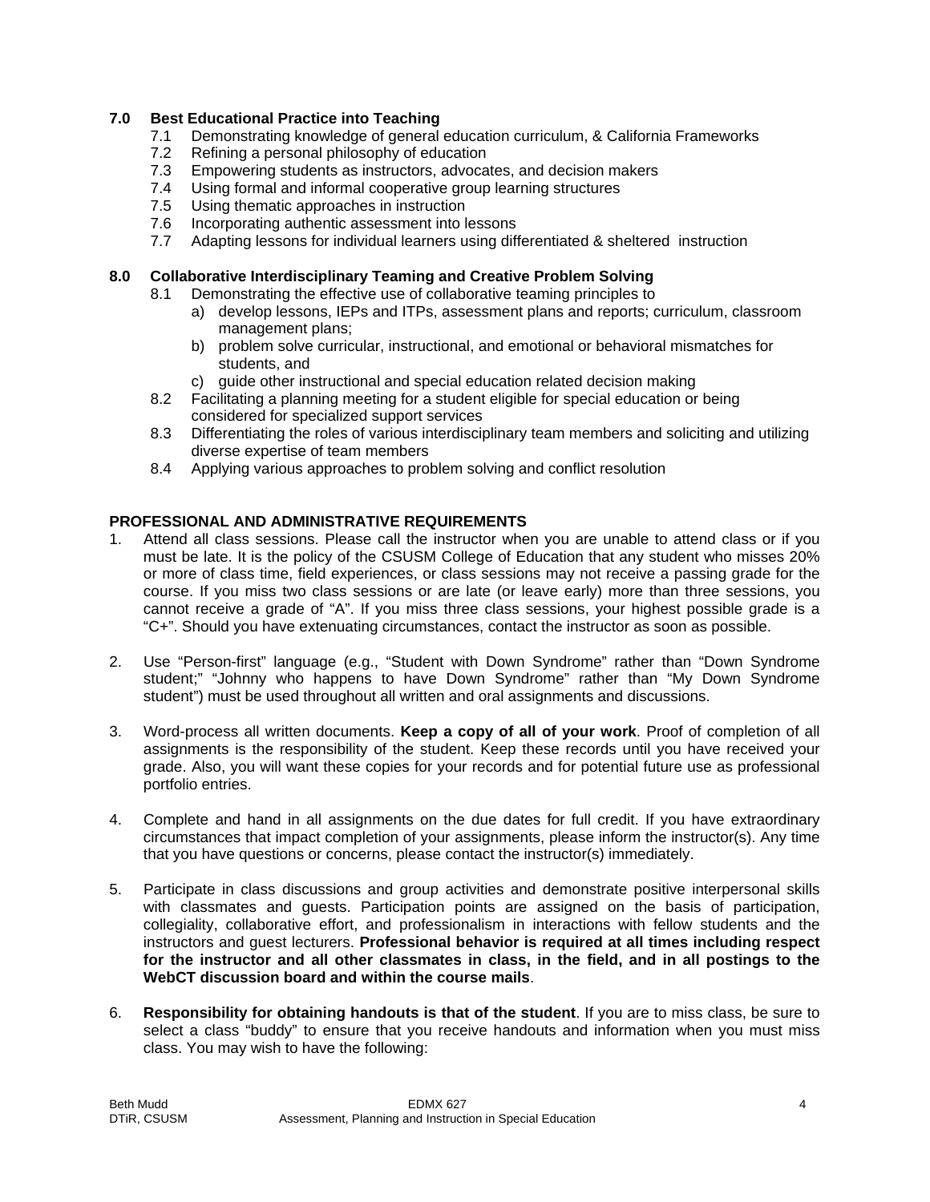**7.0 Best Educational Practice into Teaching**

- 7.1 Demonstrating knowledge of general education curriculum, & California Frameworks
- 7.2 Refining a personal philosophy of education
- 7.3 Empowering students as instructors, advocates, and decision makers
- 7.4 Using formal and informal cooperative group learning structures
- 7.5 Using thematic approaches in instruction
- 7.6 Incorporating authentic assessment into lessons
- 7.7 Adapting lessons for individual learners using differentiated & sheltered instruction

**8.0 Collaborative Interdisciplinary Teaming and Creative Problem Solving**

- 8.1 Demonstrating the effective use of collaborative teaming principles to
  - a) develop lessons, IEPs and ITPs, assessment plans and reports; curriculum, classroom management plans;
  - b) problem solve curricular, instructional, and emotional or behavioral mismatches for students, and
  - c) guide other instructional and special education related decision making
- 8.2 Facilitating a planning meeting for a student eligible for special education or being considered for specialized support services
- 8.3 Differentiating the roles of various interdisciplinary team members and soliciting and utilizing diverse expertise of team members
- 8.4 Applying various approaches to problem solving and conflict resolution

**PROFESSIONAL AND ADMINISTRATIVE REQUIREMENTS**

1. Attend all class sessions. Please call the instructor when you are unable to attend class or if you must be late. It is the policy of the CSUSM College of Education that any student who misses 20% or more of class time, field experiences, or class sessions may not receive a passing grade for the course. If you miss two class sessions or are late (or leave early) more than three sessions, you cannot receive a grade of "A". If you miss three class sessions, your highest possible grade is a "C+". Should you have extenuating circumstances, contact the instructor as soon as possible.

2. Use "Person-first" language (e.g., "Student with Down Syndrome" rather than "Down Syndrome student;" "Johnny who happens to have Down Syndrome" rather than "My Down Syndrome student") must be used throughout all written and oral assignments and discussions.

3. Word-process all written documents. **Keep a copy of all of your work**. Proof of completion of all assignments is the responsibility of the student. Keep these records until you have received your grade. Also, you will want these copies for your records and for potential future use as professional portfolio entries.

4. Complete and hand in all assignments on the due dates for full credit. If you have extraordinary circumstances that impact completion of your assignments, please inform the instructor(s). Any time that you have questions or concerns, please contact the instructor(s) immediately.

5. Participate in class discussions and group activities and demonstrate positive interpersonal skills with classmates and guests. Participation points are assigned on the basis of participation, collegiality, collaborative effort, and professionalism in interactions with fellow students and the instructors and guest lecturers. **Professional behavior is required at all times including respect for the instructor and all other classmates in class, in the field, and in all postings to the WebCT discussion board and within the course mails**.

6. **Responsibility for obtaining handouts is that of the student**. If you are to miss class, be sure to select a class "buddy" to ensure that you receive handouts and information when you must miss class. You may wish to have the following: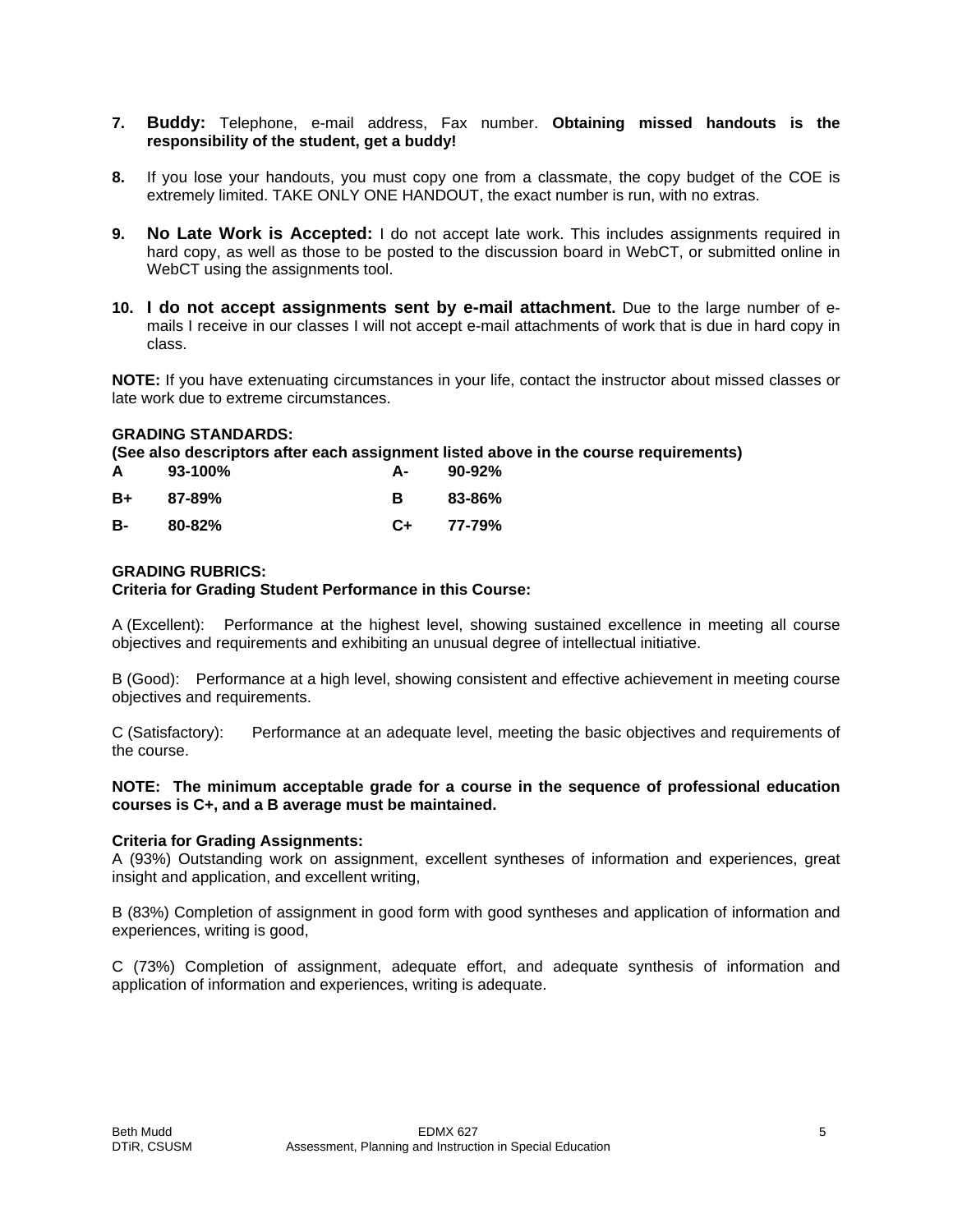7. **Buddy:** Telephone, e-mail address, Fax number. **Obtaining missed handouts is the responsibility of the student, get a buddy!**

8. If you lose your handouts, you must copy one from a classmate, the copy budget of the COE is extremely limited. TAKE ONLY ONE HANDOUT, the exact number is run, with no extras.

9. **No Late Work is Accepted:** I do not accept late work. This includes assignments required in hard copy, as well as those to be posted to the discussion board in WebCT, or submitted online in WebCT using the assignments tool.

10. **I do not accept assignments sent by e-mail attachment.** Due to the large number of e-mails I receive in our classes I will not accept e-mail attachments of work that is due in hard copy in class.

**NOTE:** If you have extenuating circumstances in your life, contact the instructor about missed classes or late work due to extreme circumstances.

**GRADING STANDARDS:**
**(See also descriptors after each assignment listed above in the course requirements)**

| | | | |
|---|---|---|---|
| **A** | **93-100%** | **A-** | **90-92%** |
| **B+** | **87-89%** | **B** | **83-86%** |
| **B-** | **80-82%** | **C+** | **77-79%** |

**GRADING RUBRICS:**
**Criteria for Grading Student Performance in this Course:**

A (Excellent): Performance at the highest level, showing sustained excellence in meeting all course objectives and requirements and exhibiting an unusual degree of intellectual initiative.

B (Good): Performance at a high level, showing consistent and effective achievement in meeting course objectives and requirements.

C (Satisfactory): Performance at an adequate level, meeting the basic objectives and requirements of the course.

**NOTE: The minimum acceptable grade for a course in the sequence of professional education courses is C+, and a B average must be maintained.**

**Criteria for Grading Assignments:**
A (93%) Outstanding work on assignment, excellent syntheses of information and experiences, great insight and application, and excellent writing,

B (83%) Completion of assignment in good form with good syntheses and application of information and experiences, writing is good,

C (73%) Completion of assignment, adequate effort, and adequate synthesis of information and application of information and experiences, writing is adequate.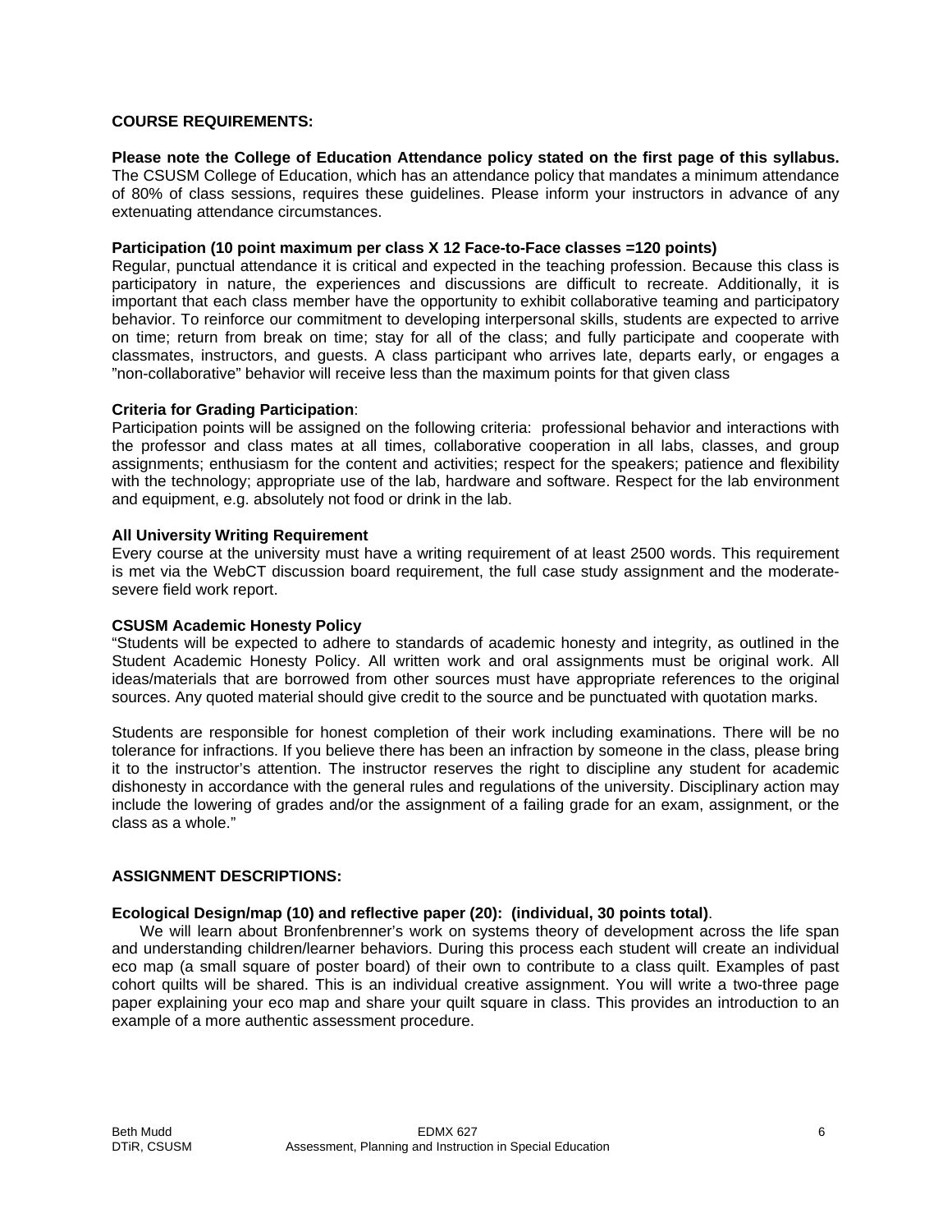**COURSE REQUIREMENTS:**

**Please note the College of Education Attendance policy stated on the first page of this syllabus.** The CSUSM College of Education, which has an attendance policy that mandates a minimum attendance of 80% of class sessions, requires these guidelines. Please inform your instructors in advance of any extenuating attendance circumstances.

**Participation (10 point maximum per class X 12 Face-to-Face classes =120 points)**

Regular, punctual attendance it is critical and expected in the teaching profession. Because this class is participatory in nature, the experiences and discussions are difficult to recreate. Additionally, it is important that each class member have the opportunity to exhibit collaborative teaming and participatory behavior. To reinforce our commitment to developing interpersonal skills, students are expected to arrive on time; return from break on time; stay for all of the class; and fully participate and cooperate with classmates, instructors, and guests. A class participant who arrives late, departs early, or engages a "non-collaborative" behavior will receive less than the maximum points for that given class

**Criteria for Grading Participation**:

Participation points will be assigned on the following criteria: professional behavior and interactions with the professor and class mates at all times, collaborative cooperation in all labs, classes, and group assignments; enthusiasm for the content and activities; respect for the speakers; patience and flexibility with the technology; appropriate use of the lab, hardware and software. Respect for the lab environment and equipment, e.g. absolutely not food or drink in the lab.

**All University Writing Requirement**

Every course at the university must have a writing requirement of at least 2500 words. This requirement is met via the WebCT discussion board requirement, the full case study assignment and the moderate-severe field work report.

**CSUSM Academic Honesty Policy**

"Students will be expected to adhere to standards of academic honesty and integrity, as outlined in the Student Academic Honesty Policy. All written work and oral assignments must be original work. All ideas/materials that are borrowed from other sources must have appropriate references to the original sources. Any quoted material should give credit to the source and be punctuated with quotation marks.

Students are responsible for honest completion of their work including examinations. There will be no tolerance for infractions. If you believe there has been an infraction by someone in the class, please bring it to the instructor's attention. The instructor reserves the right to discipline any student for academic dishonesty in accordance with the general rules and regulations of the university. Disciplinary action may include the lowering of grades and/or the assignment of a failing grade for an exam, assignment, or the class as a whole."

**ASSIGNMENT DESCRIPTIONS:**

**Ecological Design/map (10) and reflective paper (20): (individual, 30 points total)**.

We will learn about Bronfenbrenner's work on systems theory of development across the life span and understanding children/learner behaviors. During this process each student will create an individual eco map (a small square of poster board) of their own to contribute to a class quilt. Examples of past cohort quilts will be shared. This is an individual creative assignment. You will write a two-three page paper explaining your eco map and share your quilt square in class. This provides an introduction to an example of a more authentic assessment procedure.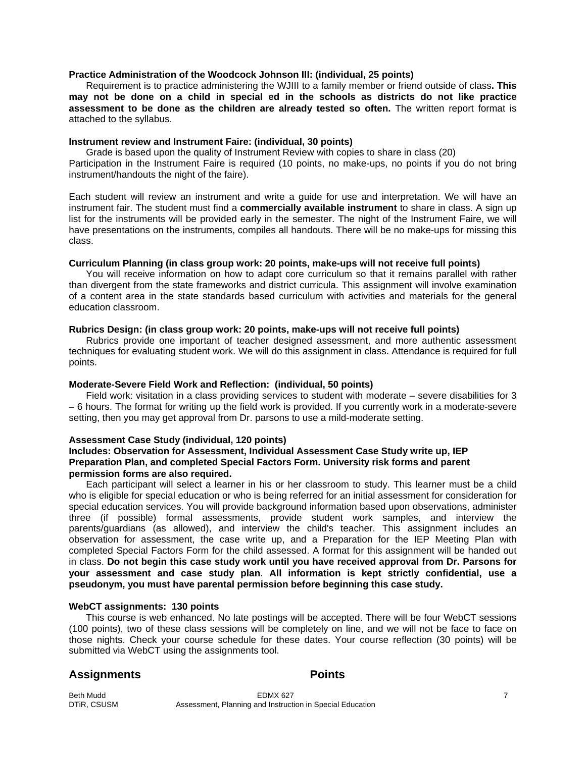**Practice Administration of the Woodcock Johnson III: (individual, 25 points)**

Requirement is to practice administering the WJIII to a family member or friend outside of class**. This may not be done on a child in special ed in the schools as districts do not like practice assessment to be done as the children are already tested so often.** The written report format is attached to the syllabus.

**Instrument review and Instrument Faire: (individual, 30 points)**

Grade is based upon the quality of Instrument Review with copies to share in class (20)
Participation in the Instrument Faire is required (10 points, no make-ups, no points if you do not bring instrument/handouts the night of the faire).

Each student will review an instrument and write a guide for use and interpretation. We will have an instrument fair. The student must find a **commercially available instrument** to share in class. A sign up list for the instruments will be provided early in the semester. The night of the Instrument Faire, we will have presentations on the instruments, compiles all handouts. There will be no make-ups for missing this class.

**Curriculum Planning (in class group work: 20 points, make-ups will not receive full points)**

You will receive information on how to adapt core curriculum so that it remains parallel with rather than divergent from the state frameworks and district curricula. This assignment will involve examination of a content area in the state standards based curriculum with activities and materials for the general education classroom.

**Rubrics Design: (in class group work: 20 points, make-ups will not receive full points)**

Rubrics provide one important of teacher designed assessment, and more authentic assessment techniques for evaluating student work. We will do this assignment in class. Attendance is required for full points.

**Moderate-Severe Field Work and Reflection: (individual, 50 points)**

Field work: visitation in a class providing services to student with moderate – severe disabilities for 3 – 6 hours. The format for writing up the field work is provided. If you currently work in a moderate-severe setting, then you may get approval from Dr. parsons to use a mild-moderate setting.

**Assessment Case Study (individual, 120 points)**
**Includes: Observation for Assessment, Individual Assessment Case Study write up, IEP Preparation Plan, and completed Special Factors Form. University risk forms and parent permission forms are also required.**

Each participant will select a learner in his or her classroom to study. This learner must be a child who is eligible for special education or who is being referred for an initial assessment for consideration for special education services. You will provide background information based upon observations, administer three (if possible) formal assessments, provide student work samples, and interview the parents/guardians (as allowed), and interview the child's teacher. This assignment includes an observation for assessment, the case write up, and a Preparation for the IEP Meeting Plan with completed Special Factors Form for the child assessed. A format for this assignment will be handed out in class. **Do not begin this case study work until you have received approval from Dr. Parsons for your assessment and case study plan**. **All information is kept strictly confidential, use a pseudonym, you must have parental permission before beginning this case study.**

**WebCT assignments: 130 points**

This course is web enhanced. No late postings will be accepted. There will be four WebCT sessions (100 points), two of these class sessions will be completely on line, and we will not be face to face on those nights. Check your course schedule for these dates. Your course reflection (30 points) will be submitted via WebCT using the assignments tool.

## Assignments Points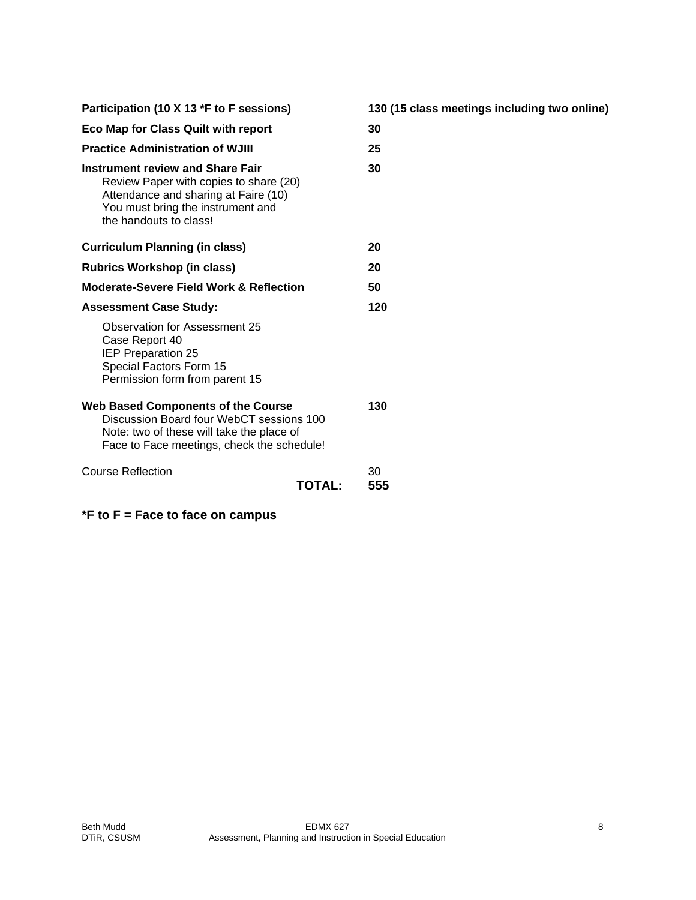| | |
|---|---|
| **Participation (10 X 13 *F to F sessions)** | **130 (15 class meetings including two online)** |
| **Eco Map for Class Quilt with report** | **30** |
| **Practice Administration of WJIII** | **25** |
| **Instrument review and Share Fair**<br>Review Paper with copies to share (20)<br>Attendance and sharing at Faire (10)<br>You must bring the instrument and the handouts to class! | **30** |
| **Curriculum Planning (in class)** | **20** |
| **Rubrics Workshop (in class)** | **20** |
| **Moderate-Severe Field Work & Reflection** | **50** |
| **Assessment Case Study:**<br>Observation for Assessment 25<br>Case Report 40<br>IEP Preparation 25<br>Special Factors Form 15<br>Permission form from parent 15 | **120** |
| **Web Based Components of the Course**<br>Discussion Board four WebCT sessions 100<br>Note: two of these will take the place of Face to Face meetings, check the schedule! | **130** |
| Course Reflection | 30 |
| **TOTAL:** | **555** |

**\*F to F = Face to face on campus**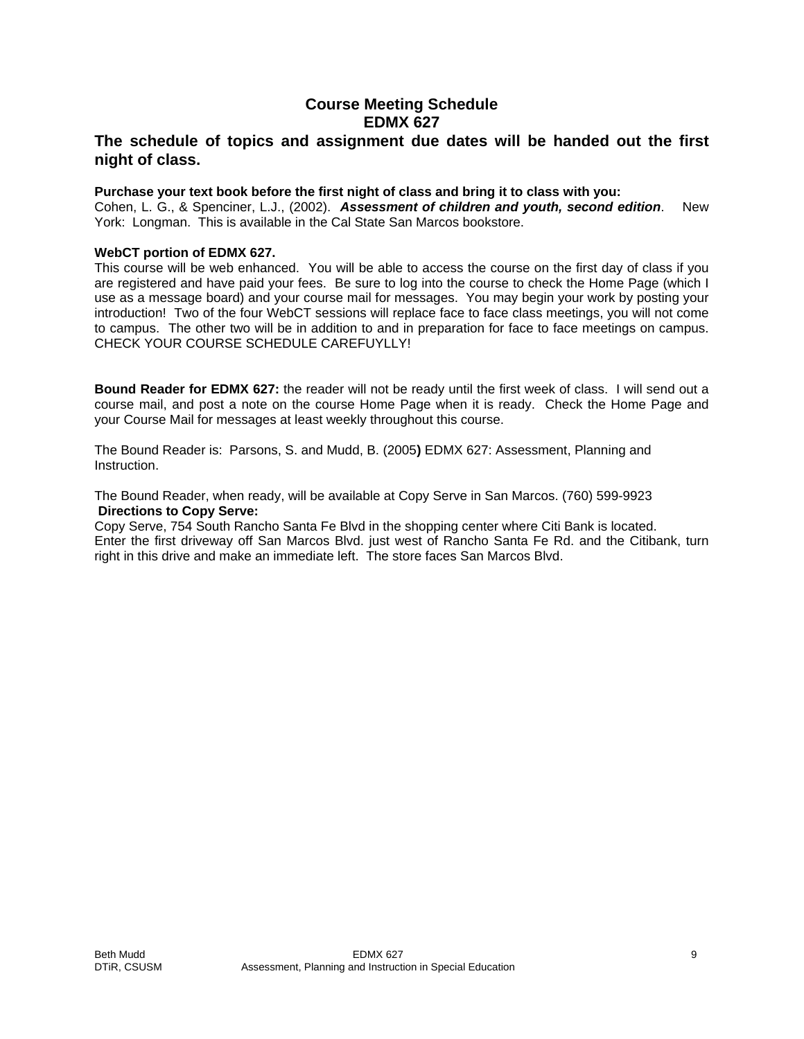## Course Meeting Schedule
## EDMX 627

### The schedule of topics and assignment due dates will be handed out the first night of class.

**Purchase your text book before the first night of class and bring it to class with you:**
Cohen, L. G., & Spenciner, L.J., (2002). ***Assessment of children and youth, second edition***. New York: Longman. This is available in the Cal State San Marcos bookstore.

**WebCT portion of EDMX 627.**
This course will be web enhanced. You will be able to access the course on the first day of class if you are registered and have paid your fees. Be sure to log into the course to check the Home Page (which I use as a message board) and your course mail for messages. You may begin your work by posting your introduction! Two of the four WebCT sessions will replace face to face class meetings, you will not come to campus. The other two will be in addition to and in preparation for face to face meetings on campus. CHECK YOUR COURSE SCHEDULE CAREFUYLLY!

**Bound Reader for EDMX 627:** the reader will not be ready until the first week of class. I will send out a course mail, and post a note on the course Home Page when it is ready. Check the Home Page and your Course Mail for messages at least weekly throughout this course.

The Bound Reader is: Parsons, S. and Mudd, B. (2005**)** EDMX 627: Assessment, Planning and Instruction.

The Bound Reader, when ready, will be available at Copy Serve in San Marcos. (760) 599-9923
**Directions to Copy Serve:**
Copy Serve, 754 South Rancho Santa Fe Blvd in the shopping center where Citi Bank is located.
Enter the first driveway off San Marcos Blvd. just west of Rancho Santa Fe Rd. and the Citibank, turn right in this drive and make an immediate left. The store faces San Marcos Blvd.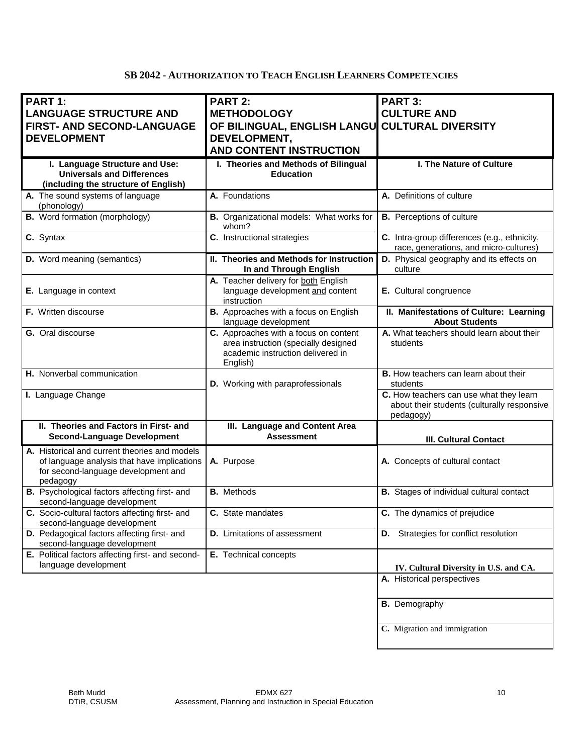# SB 2042 - AUTHORIZATION TO TEACH ENGLISH LEARNERS COMPETENCIES

| PART 1: LANGUAGE STRUCTURE AND FIRST- AND SECOND-LANGUAGE DEVELOPMENT | PART 2: METHODOLOGY OF BILINGUAL, ENGLISH LANGUAGE DEVELOPMENT, AND CONTENT INSTRUCTION | PART 3: CULTURE AND CULTURAL DIVERSITY |
|---|---|---|
| **I. Language Structure and Use: Universals and Differences (including the structure of English)** | **I. Theories and Methods of Bilingual Education** | **I. The Nature of Culture** |
| **A.** The sound systems of language (phonology) | **A.** Foundations | **A.** Definitions of culture |
| **B.** Word formation (morphology) | **B.** Organizational models: What works for whom? | **B.** Perceptions of culture |
| **C.** Syntax | **C.** Instructional strategies | **C.** Intra-group differences (e.g., ethnicity, race, generations, and micro-cultures) |
| **D.** Word meaning (semantics) | **II. Theories and Methods for Instruction In and Through English** | **D.** Physical geography and its effects on culture |
| **E.** Language in context | **A.** Teacher delivery for both English language development and content instruction | **E.** Cultural congruence |
| **F.** Written discourse | **B.** Approaches with a focus on English language development | **II. Manifestations of Culture: Learning About Students** |
| **G.** Oral discourse | **C.** Approaches with a focus on content area instruction (specially designed academic instruction delivered in English) | **A.** What teachers should learn about their students |
| **H.** Nonverbal communication | **D.** Working with paraprofessionals | **B.** How teachers can learn about their students |
| **I.** Language Change | | **C.** How teachers can use what they learn about their students (culturally responsive pedagogy) |
| **II. Theories and Factors in First- and Second-Language Development** | **III. Language and Content Area Assessment** | **III. Cultural Contact** |
| **A.** Historical and current theories and models of language analysis that have implications for second-language development and pedagogy | **A.** Purpose | **A.** Concepts of cultural contact |
| **B.** Psychological factors affecting first- and second-language development | **B.** Methods | **B.** Stages of individual cultural contact |
| **C.** Socio-cultural factors affecting first- and second-language development | **C.** State mandates | **C.** The dynamics of prejudice |
| **D.** Pedagogical factors affecting first- and second-language development | **D.** Limitations of assessment | **D.** Strategies for conflict resolution |
| **E.** Political factors affecting first- and second-language development | **E.** Technical concepts | **IV. Cultural Diversity in U.S. and CA.** |
| | | **A.** Historical perspectives |
| | | **B.** Demography |
| | | **C.** Migration and immigration |